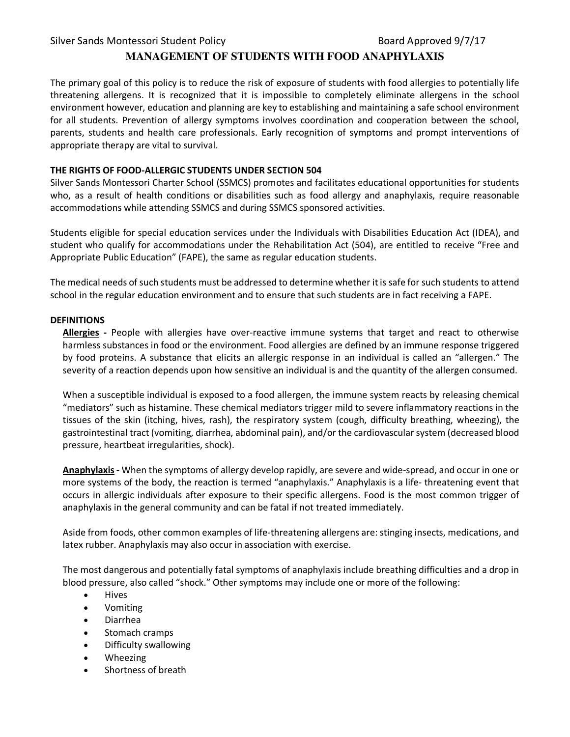Silver Sands Montessori Student Policy Board Approved 9/7/17

# MANAGEMENT OF STUDENTS WITH FOOD ANAPHYLAXIS

The primary goal of this policy is to reduce the risk of exposure of students with food allergies to potentially life threatening allergens. It is recognized that it is impossible to completely eliminate allergens in the school environment however, education and planning are key to establishing and maintaining a safe school environment for all students. Prevention of allergy symptoms involves coordination and cooperation between the school, parents, students and health care professionals. Early recognition of symptoms and prompt interventions of appropriate therapy are vital to survival.

## THE RIGHTS OF FOOD-ALLERGIC STUDENTS UNDER SECTION 504

Silver Sands Montessori Charter School (SSMCS) promotes and facilitates educational opportunities for students who, as a result of health conditions or disabilities such as food allergy and anaphylaxis, require reasonable accommodations while attending SSMCS and during SSMCS sponsored activities.

Students eligible for special education services under the Individuals with Disabilities Education Act (IDEA), and student who qualify for accommodations under the Rehabilitation Act (504), are entitled to receive "Free and Appropriate Public Education" (FAPE), the same as regular education students.

The medical needs of such students must be addressed to determine whether it is safe for such students to attend school in the regular education environment and to ensure that such students are in fact receiving a FAPE.

## DEFINITIONS

**Allergies -** People with allergies have over-reactive immune systems that target and react to otherwise harmless substances in food or the environment. Food allergies are defined by an immune response triggered by food proteins. A substance that elicits an allergic response in an individual is called an "allergen." The severity of a reaction depends upon how sensitive an individual is and the quantity of the allergen consumed.

When a susceptible individual is exposed to a food allergen, the immune system reacts by releasing chemical "mediators" such as histamine. These chemical mediators trigger mild to severe inflammatory reactions in the tissues of the skin (itching, hives, rash), the respiratory system (cough, difficulty breathing, wheezing), the gastrointestinal tract (vomiting, diarrhea, abdominal pain), and/or the cardiovascular system (decreased blood pressure, heartbeat irregularities, shock).

**Anaphylaxis -** When the symptoms of allergy develop rapidly, are severe and wide-spread, and occur in one or more systems of the body, the reaction is termed "anaphylaxis." Anaphylaxis is a life- threatening event that occurs in allergic individuals after exposure to their specific allergens. Food is the most common trigger of anaphylaxis in the general community and can be fatal if not treated immediately.

Aside from foods, other common examples of life-threatening allergens are: stinging insects, medications, and latex rubber. Anaphylaxis may also occur in association with exercise.

The most dangerous and potentially fatal symptoms of anaphylaxis include breathing difficulties and a drop in blood pressure, also called "shock." Other symptoms may include one or more of the following:

- Hives
- Vomiting
- Diarrhea
- Stomach cramps
- Difficulty swallowing
- Wheezing
- Shortness of breath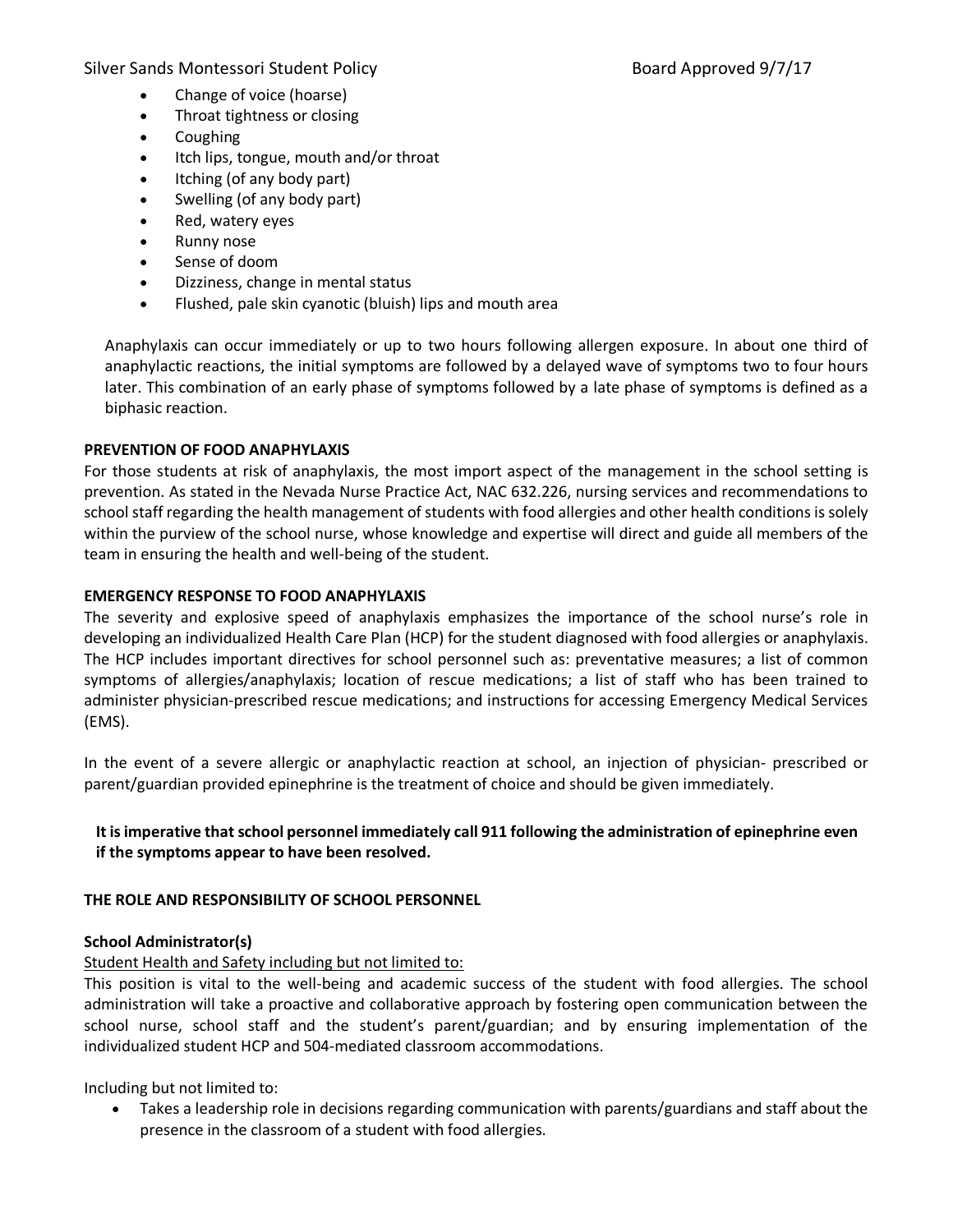- Change of voice (hoarse)
- Throat tightness or closing
- Coughing
- Itch lips, tongue, mouth and/or throat
- Itching (of any body part)
- Swelling (of any body part)
- Red, watery eyes
- Runny nose
- Sense of doom
- Dizziness, change in mental status
- Flushed, pale skin cyanotic (bluish) lips and mouth area

Anaphylaxis can occur immediately or up to two hours following allergen exposure. In about one third of anaphylactic reactions, the initial symptoms are followed by a delayed wave of symptoms two to four hours later. This combination of an early phase of symptoms followed by a late phase of symptoms is defined as a biphasic reaction.

**PREVENTION OF FOOD ANAPHYLAXIS**

For those students at risk of anaphylaxis, the most import aspect of the management in the school setting is prevention. As stated in the Nevada Nurse Practice Act, NAC 632.226, nursing services and recommendations to school staff regarding the health management of students with food allergies and other health conditions is solely within the purview of the school nurse, whose knowledge and expertise will direct and guide all members of the team in ensuring the health and well-being of the student.

**EMERGENCY RESPONSE TO FOOD ANAPHYLAXIS**

The severity and explosive speed of anaphylaxis emphasizes the importance of the school nurse's role in developing an individualized Health Care Plan (HCP) for the student diagnosed with food allergies or anaphylaxis. The HCP includes important directives for school personnel such as: preventative measures; a list of common symptoms of allergies/anaphylaxis; location of rescue medications; a list of staff who has been trained to administer physician-prescribed rescue medications; and instructions for accessing Emergency Medical Services (EMS).

In the event of a severe allergic or anaphylactic reaction at school, an injection of physician- prescribed or parent/guardian provided epinephrine is the treatment of choice and should be given immediately.

**It is imperative that school personnel immediately call 911 following the administration of epinephrine even if the symptoms appear to have been resolved.**

**THE ROLE AND RESPONSIBILITY OF SCHOOL PERSONNEL**

**School Administrator(s)**

Student Health and Safety including but not limited to:

This position is vital to the well-being and academic success of the student with food allergies. The school administration will take a proactive and collaborative approach by fostering open communication between the school nurse, school staff and the student's parent/guardian; and by ensuring implementation of the individualized student HCP and 504-mediated classroom accommodations.

Including but not limited to:

- Takes a leadership role in decisions regarding communication with parents/guardians and staff about the presence in the classroom of a student with food allergies.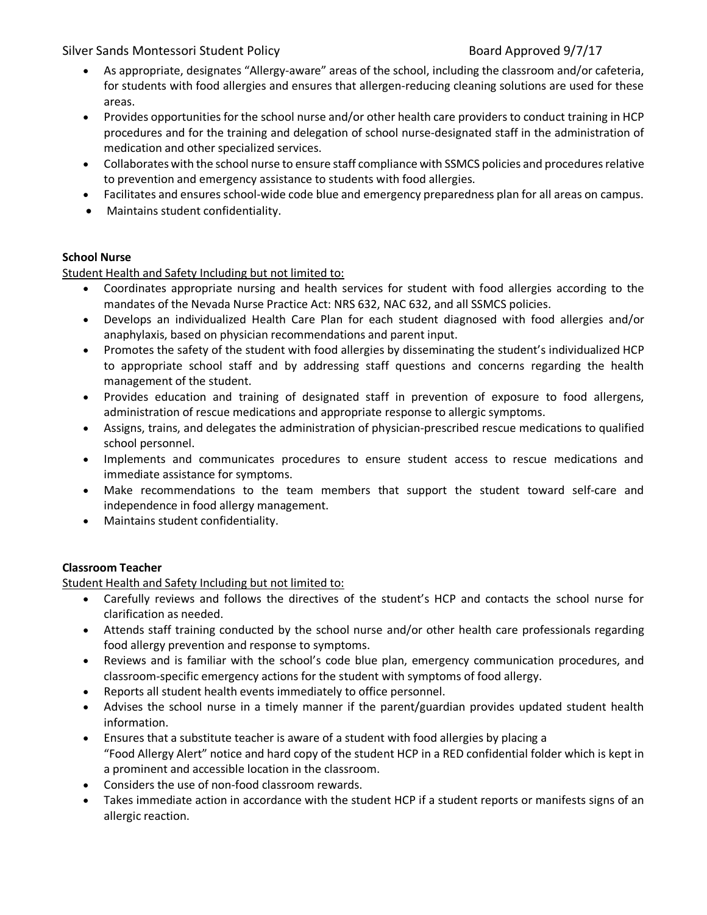- As appropriate, designates "Allergy-aware" areas of the school, including the classroom and/or cafeteria, for students with food allergies and ensures that allergen-reducing cleaning solutions are used for these areas.
- Provides opportunities for the school nurse and/or other health care providers to conduct training in HCP procedures and for the training and delegation of school nurse-designated staff in the administration of medication and other specialized services.
- Collaborates with the school nurse to ensure staff compliance with SSMCS policies and procedures relative to prevention and emergency assistance to students with food allergies.
- Facilitates and ensures school-wide code blue and emergency preparedness plan for all areas on campus.
- Maintains student confidentiality.

**School Nurse**

Student Health and Safety Including but not limited to:

- Coordinates appropriate nursing and health services for student with food allergies according to the mandates of the Nevada Nurse Practice Act: NRS 632, NAC 632, and all SSMCS policies.
- Develops an individualized Health Care Plan for each student diagnosed with food allergies and/or anaphylaxis, based on physician recommendations and parent input.
- Promotes the safety of the student with food allergies by disseminating the student's individualized HCP to appropriate school staff and by addressing staff questions and concerns regarding the health management of the student.
- Provides education and training of designated staff in prevention of exposure to food allergens, administration of rescue medications and appropriate response to allergic symptoms.
- Assigns, trains, and delegates the administration of physician-prescribed rescue medications to qualified school personnel.
- Implements and communicates procedures to ensure student access to rescue medications and immediate assistance for symptoms.
- Make recommendations to the team members that support the student toward self-care and independence in food allergy management.
- Maintains student confidentiality.

**Classroom Teacher**

Student Health and Safety Including but not limited to:

- Carefully reviews and follows the directives of the student's HCP and contacts the school nurse for clarification as needed.
- Attends staff training conducted by the school nurse and/or other health care professionals regarding food allergy prevention and response to symptoms.
- Reviews and is familiar with the school's code blue plan, emergency communication procedures, and classroom-specific emergency actions for the student with symptoms of food allergy.
- Reports all student health events immediately to office personnel.
- Advises the school nurse in a timely manner if the parent/guardian provides updated student health information.
- Ensures that a substitute teacher is aware of a student with food allergies by placing a "Food Allergy Alert" notice and hard copy of the student HCP in a RED confidential folder which is kept in a prominent and accessible location in the classroom.
- Considers the use of non-food classroom rewards.
- Takes immediate action in accordance with the student HCP if a student reports or manifests signs of an allergic reaction.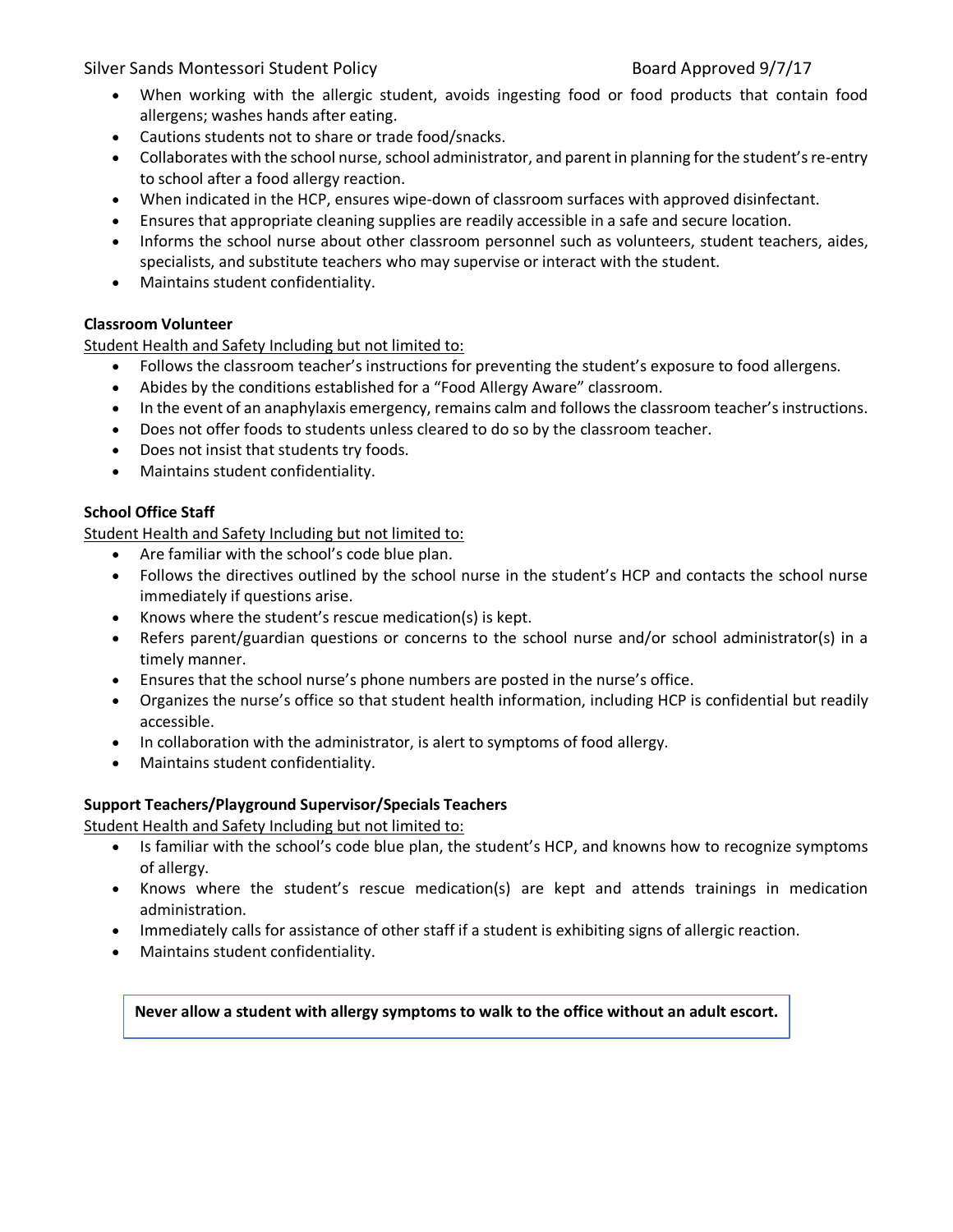- When working with the allergic student, avoids ingesting food or food products that contain food allergens; washes hands after eating.
- Cautions students not to share or trade food/snacks.
- Collaborates with the school nurse, school administrator, and parent in planning for the student's re-entry to school after a food allergy reaction.
- When indicated in the HCP, ensures wipe-down of classroom surfaces with approved disinfectant.
- Ensures that appropriate cleaning supplies are readily accessible in a safe and secure location.
- Informs the school nurse about other classroom personnel such as volunteers, student teachers, aides, specialists, and substitute teachers who may supervise or interact with the student.
- Maintains student confidentiality.

**Classroom Volunteer**

Student Health and Safety Including but not limited to:

- Follows the classroom teacher's instructions for preventing the student's exposure to food allergens.
- Abides by the conditions established for a "Food Allergy Aware" classroom.
- In the event of an anaphylaxis emergency, remains calm and follows the classroom teacher's instructions.
- Does not offer foods to students unless cleared to do so by the classroom teacher.
- Does not insist that students try foods.
- Maintains student confidentiality.

**School Office Staff**

Student Health and Safety Including but not limited to:

- Are familiar with the school's code blue plan.
- Follows the directives outlined by the school nurse in the student's HCP and contacts the school nurse immediately if questions arise.
- Knows where the student's rescue medication(s) is kept.
- Refers parent/guardian questions or concerns to the school nurse and/or school administrator(s) in a timely manner.
- Ensures that the school nurse's phone numbers are posted in the nurse's office.
- Organizes the nurse's office so that student health information, including HCP is confidential but readily accessible.
- In collaboration with the administrator, is alert to symptoms of food allergy.
- Maintains student confidentiality.

**Support Teachers/Playground Supervisor/Specials Teachers**

Student Health and Safety Including but not limited to:

- Is familiar with the school's code blue plan, the student's HCP, and knowns how to recognize symptoms of allergy.
- Knows where the student's rescue medication(s) are kept and attends trainings in medication administration.
- Immediately calls for assistance of other staff if a student is exhibiting signs of allergic reaction.
- Maintains student confidentiality.

**Never allow a student with allergy symptoms to walk to the office without an adult escort.**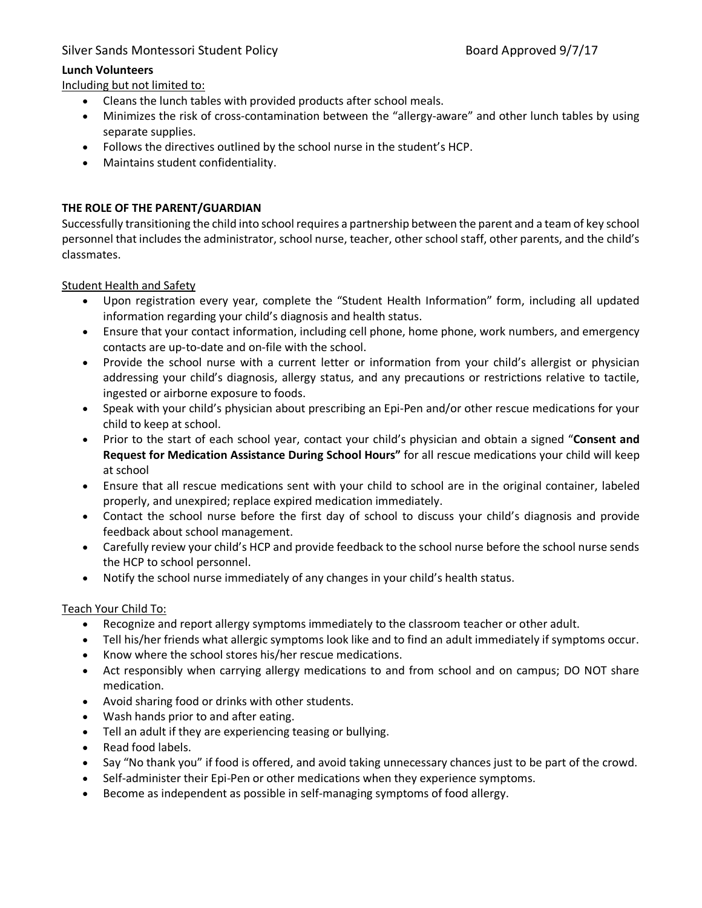**Lunch Volunteers**

Including but not limited to:

- Cleans the lunch tables with provided products after school meals.
- Minimizes the risk of cross-contamination between the "allergy-aware" and other lunch tables by using separate supplies.
- Follows the directives outlined by the school nurse in the student's HCP.
- Maintains student confidentiality.

**THE ROLE OF THE PARENT/GUARDIAN**

Successfully transitioning the child into school requires a partnership between the parent and a team of key school personnel that includes the administrator, school nurse, teacher, other school staff, other parents, and the child's classmates.

Student Health and Safety

- Upon registration every year, complete the "Student Health Information" form, including all updated information regarding your child's diagnosis and health status.
- Ensure that your contact information, including cell phone, home phone, work numbers, and emergency contacts are up-to-date and on-file with the school.
- Provide the school nurse with a current letter or information from your child's allergist or physician addressing your child's diagnosis, allergy status, and any precautions or restrictions relative to tactile, ingested or airborne exposure to foods.
- Speak with your child's physician about prescribing an Epi-Pen and/or other rescue medications for your child to keep at school.
- Prior to the start of each school year, contact your child's physician and obtain a signed "**Consent and Request for Medication Assistance During School Hours"** for all rescue medications your child will keep at school
- Ensure that all rescue medications sent with your child to school are in the original container, labeled properly, and unexpired; replace expired medication immediately.
- Contact the school nurse before the first day of school to discuss your child's diagnosis and provide feedback about school management.
- Carefully review your child's HCP and provide feedback to the school nurse before the school nurse sends the HCP to school personnel.
- Notify the school nurse immediately of any changes in your child's health status.

Teach Your Child To:

- Recognize and report allergy symptoms immediately to the classroom teacher or other adult.
- Tell his/her friends what allergic symptoms look like and to find an adult immediately if symptoms occur.
- Know where the school stores his/her rescue medications.
- Act responsibly when carrying allergy medications to and from school and on campus; DO NOT share medication.
- Avoid sharing food or drinks with other students.
- Wash hands prior to and after eating.
- Tell an adult if they are experiencing teasing or bullying.
- Read food labels.
- Say "No thank you" if food is offered, and avoid taking unnecessary chances just to be part of the crowd.
- Self-administer their Epi-Pen or other medications when they experience symptoms.
- Become as independent as possible in self-managing symptoms of food allergy.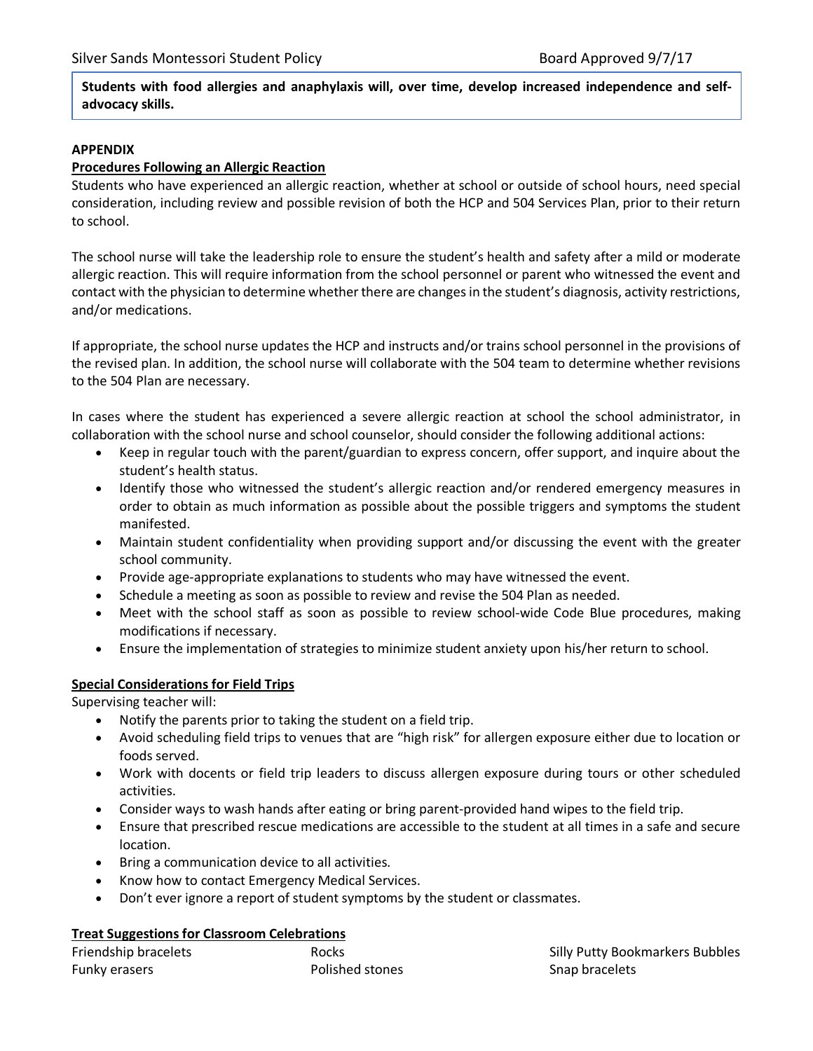**Students with food allergies and anaphylaxis will, over time, develop increased independence and self-advocacy skills.**

**APPENDIX**

**Procedures Following an Allergic Reaction**

Students who have experienced an allergic reaction, whether at school or outside of school hours, need special consideration, including review and possible revision of both the HCP and 504 Services Plan, prior to their return to school.

The school nurse will take the leadership role to ensure the student's health and safety after a mild or moderate allergic reaction. This will require information from the school personnel or parent who witnessed the event and contact with the physician to determine whether there are changes in the student's diagnosis, activity restrictions, and/or medications.

If appropriate, the school nurse updates the HCP and instructs and/or trains school personnel in the provisions of the revised plan. In addition, the school nurse will collaborate with the 504 team to determine whether revisions to the 504 Plan are necessary.

In cases where the student has experienced a severe allergic reaction at school the school administrator, in collaboration with the school nurse and school counselor, should consider the following additional actions:

- Keep in regular touch with the parent/guardian to express concern, offer support, and inquire about the student's health status.
- Identify those who witnessed the student's allergic reaction and/or rendered emergency measures in order to obtain as much information as possible about the possible triggers and symptoms the student manifested.
- Maintain student confidentiality when providing support and/or discussing the event with the greater school community.
- Provide age-appropriate explanations to students who may have witnessed the event.
- Schedule a meeting as soon as possible to review and revise the 504 Plan as needed.
- Meet with the school staff as soon as possible to review school-wide Code Blue procedures, making modifications if necessary.
- Ensure the implementation of strategies to minimize student anxiety upon his/her return to school.

**Special Considerations for Field Trips**

Supervising teacher will:

- Notify the parents prior to taking the student on a field trip.
- Avoid scheduling field trips to venues that are "high risk" for allergen exposure either due to location or foods served.
- Work with docents or field trip leaders to discuss allergen exposure during tours or other scheduled activities.
- Consider ways to wash hands after eating or bring parent-provided hand wipes to the field trip.
- Ensure that prescribed rescue medications are accessible to the student at all times in a safe and secure location.
- Bring a communication device to all activities.
- Know how to contact Emergency Medical Services.
- Don't ever ignore a report of student symptoms by the student or classmates.

**Treat Suggestions for Classroom Celebrations**

| | | |
|---|---|---|
| Friendship bracelets | Rocks | Silly Putty Bookmarkers Bubbles |
| Funky erasers | Polished stones | Snap bracelets |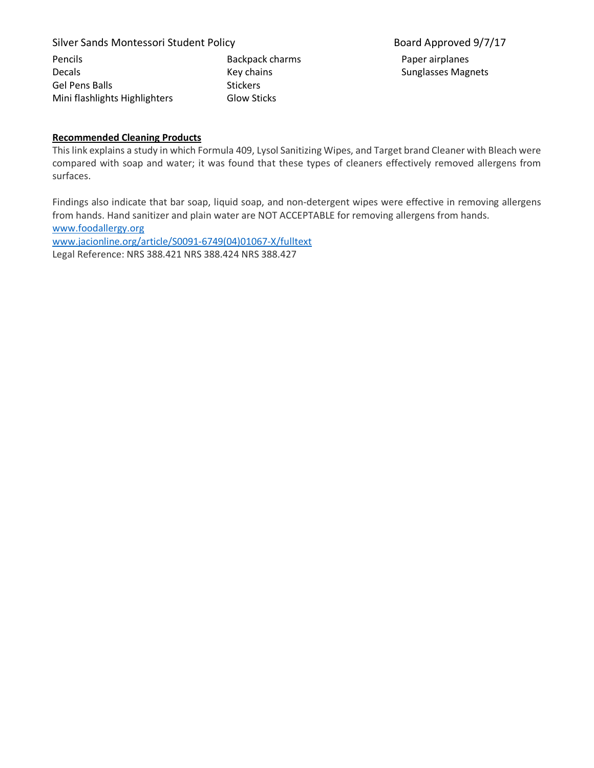| | | |
|---|---|---|
| Pencils | Backpack charms | Paper airplanes |
| Decals | Key chains | Sunglasses Magnets |
| Gel Pens Balls | Stickers | |
| Mini flashlights Highlighters | Glow Sticks | |

**Recommended Cleaning Products**

This link explains a study in which Formula 409, Lysol Sanitizing Wipes, and Target brand Cleaner with Bleach were compared with soap and water; it was found that these types of cleaners effectively removed allergens from surfaces.

Findings also indicate that bar soap, liquid soap, and non-detergent wipes were effective in removing allergens from hands. Hand sanitizer and plain water are NOT ACCEPTABLE for removing allergens from hands.

www.foodallergy.org

www.jacionline.org/article/S0091-6749(04)01067-X/fulltext

Legal Reference: NRS 388.421 NRS 388.424 NRS 388.427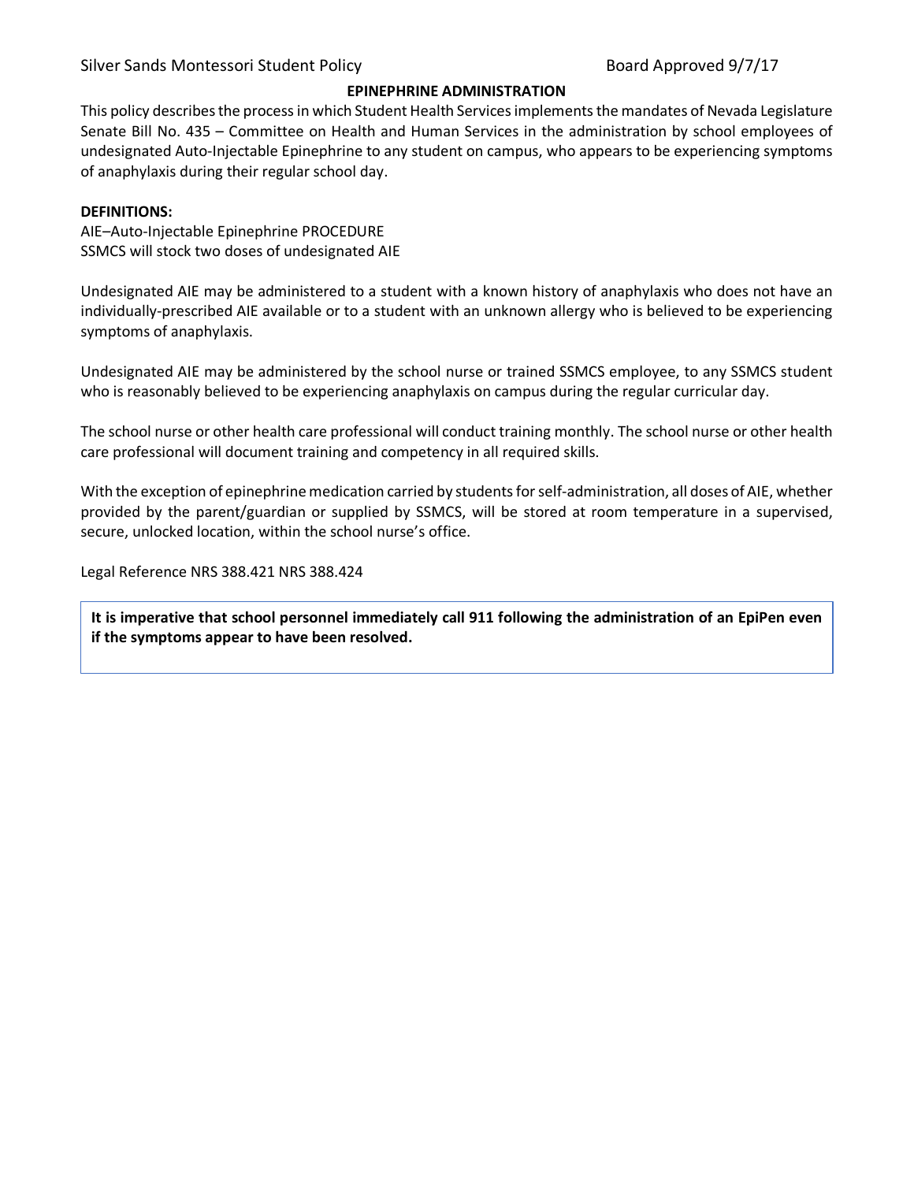Silver Sands Montessori Student Policy Board Approved 9/7/17

## EPINEPHRINE ADMINISTRATION

This policy describes the process in which Student Health Services implements the mandates of Nevada Legislature Senate Bill No. 435 – Committee on Health and Human Services in the administration by school employees of undesignated Auto-Injectable Epinephrine to any student on campus, who appears to be experiencing symptoms of anaphylaxis during their regular school day.

**DEFINITIONS:**

AIE–Auto-Injectable Epinephrine PROCEDURE
SSMCS will stock two doses of undesignated AIE

Undesignated AIE may be administered to a student with a known history of anaphylaxis who does not have an individually-prescribed AIE available or to a student with an unknown allergy who is believed to be experiencing symptoms of anaphylaxis.

Undesignated AIE may be administered by the school nurse or trained SSMCS employee, to any SSMCS student who is reasonably believed to be experiencing anaphylaxis on campus during the regular curricular day.

The school nurse or other health care professional will conduct training monthly. The school nurse or other health care professional will document training and competency in all required skills.

With the exception of epinephrine medication carried by students for self-administration, all doses of AIE, whether provided by the parent/guardian or supplied by SSMCS, will be stored at room temperature in a supervised, secure, unlocked location, within the school nurse's office.

Legal Reference NRS 388.421 NRS 388.424

**It is imperative that school personnel immediately call 911 following the administration of an EpiPen even if the symptoms appear to have been resolved.**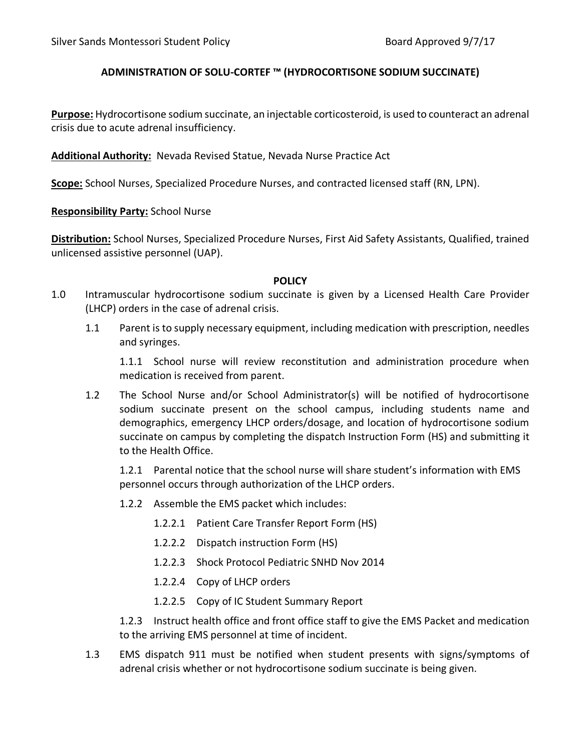**ADMINISTRATION OF SOLU-CORTEF ™ (HYDROCORTISONE SODIUM SUCCINATE)**

**Purpose:** Hydrocortisone sodium succinate, an injectable corticosteroid, is used to counteract an adrenal crisis due to acute adrenal insufficiency.

**Additional Authority:** Nevada Revised Statue, Nevada Nurse Practice Act

**Scope:** School Nurses, Specialized Procedure Nurses, and contracted licensed staff (RN, LPN).

**Responsibility Party:** School Nurse

**Distribution:** School Nurses, Specialized Procedure Nurses, First Aid Safety Assistants, Qualified, trained unlicensed assistive personnel (UAP).

**POLICY**

1.0 Intramuscular hydrocortisone sodium succinate is given by a Licensed Health Care Provider (LHCP) orders in the case of adrenal crisis.

1.1 Parent is to supply necessary equipment, including medication with prescription, needles and syringes.

1.1.1 School nurse will review reconstitution and administration procedure when medication is received from parent.

1.2 The School Nurse and/or School Administrator(s) will be notified of hydrocortisone sodium succinate present on the school campus, including students name and demographics, emergency LHCP orders/dosage, and location of hydrocortisone sodium succinate on campus by completing the dispatch Instruction Form (HS) and submitting it to the Health Office.

1.2.1 Parental notice that the school nurse will share student's information with EMS personnel occurs through authorization of the LHCP orders.

1.2.2 Assemble the EMS packet which includes:

1.2.2.1 Patient Care Transfer Report Form (HS)

1.2.2.2 Dispatch instruction Form (HS)

1.2.2.3 Shock Protocol Pediatric SNHD Nov 2014

1.2.2.4 Copy of LHCP orders

1.2.2.5 Copy of IC Student Summary Report

1.2.3 Instruct health office and front office staff to give the EMS Packet and medication to the arriving EMS personnel at time of incident.

1.3 EMS dispatch 911 must be notified when student presents with signs/symptoms of adrenal crisis whether or not hydrocortisone sodium succinate is being given.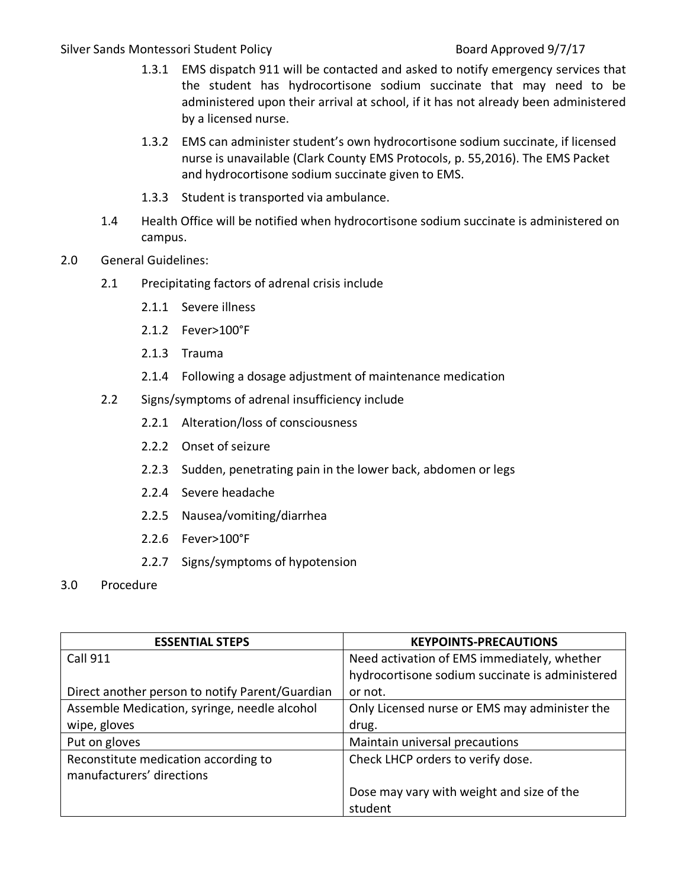1.3.1 EMS dispatch 911 will be contacted and asked to notify emergency services that the student has hydrocortisone sodium succinate that may need to be administered upon their arrival at school, if it has not already been administered by a licensed nurse.

1.3.2 EMS can administer student's own hydrocortisone sodium succinate, if licensed nurse is unavailable (Clark County EMS Protocols, p. 55,2016). The EMS Packet and hydrocortisone sodium succinate given to EMS.

1.3.3 Student is transported via ambulance.

1.4 Health Office will be notified when hydrocortisone sodium succinate is administered on campus.

2.0 General Guidelines:

2.1 Precipitating factors of adrenal crisis include

2.1.1 Severe illness

2.1.2 Fever>100°F

2.1.3 Trauma

2.1.4 Following a dosage adjustment of maintenance medication

2.2 Signs/symptoms of adrenal insufficiency include

2.2.1 Alteration/loss of consciousness

2.2.2 Onset of seizure

2.2.3 Sudden, penetrating pain in the lower back, abdomen or legs

2.2.4 Severe headache

2.2.5 Nausea/vomiting/diarrhea

2.2.6 Fever>100°F

2.2.7 Signs/symptoms of hypotension

3.0 Procedure

| ESSENTIAL STEPS | KEYPOINTS-PRECAUTIONS |
|---|---|
| Call 911<br><br>Direct another person to notify Parent/Guardian | Need activation of EMS immediately, whether hydrocortisone sodium succinate is administered or not. |
| Assemble Medication, syringe, needle alcohol wipe, gloves | Only Licensed nurse or EMS may administer the drug. |
| Put on gloves | Maintain universal precautions |
| Reconstitute medication according to manufacturers' directions | Check LHCP orders to verify dose.<br><br>Dose may vary with weight and size of the student |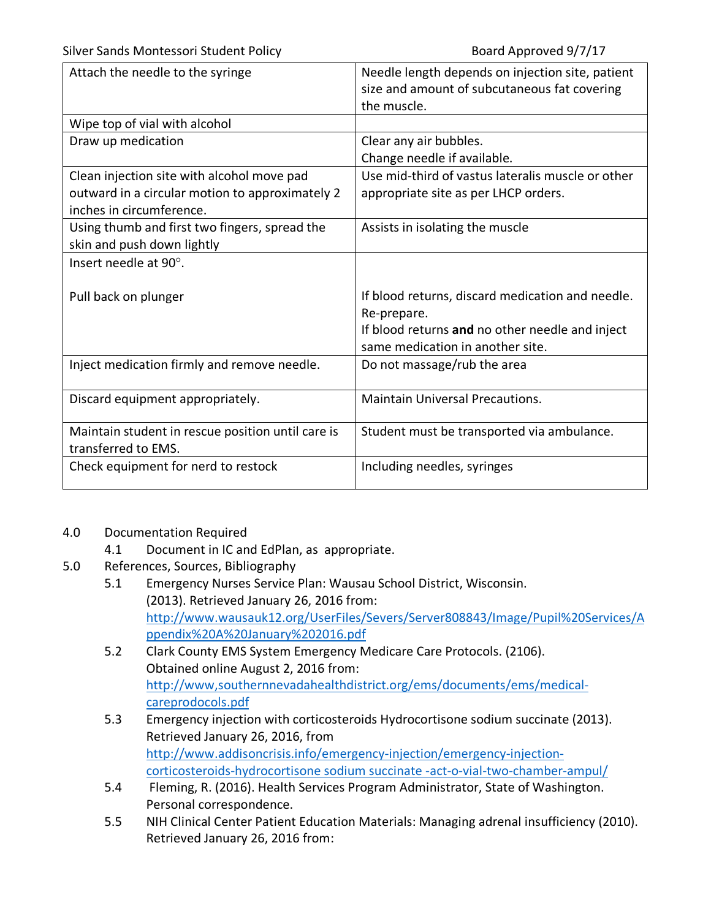| Attach the needle to the syringe | Needle length depends on injection site, patient size and amount of subcutaneous fat covering the muscle. |
|---|---|
| Wipe top of vial with alcohol | |
| Draw up medication | Clear any air bubbles.<br>Change needle if available. |
| Clean injection site with alcohol move pad outward in a circular motion to approximately 2 inches in circumference. | Use mid-third of vastus lateralis muscle or other appropriate site as per LHCP orders. |
| Using thumb and first two fingers, spread the skin and push down lightly | Assists in isolating the muscle |
| Insert needle at 90°.<br><br>Pull back on plunger | <br><br>If blood returns, discard medication and needle. Re-prepare.<br>If blood returns **and** no other needle and inject same medication in another site. |
| Inject medication firmly and remove needle. | Do not massage/rub the area |
| Discard equipment appropriately. | Maintain Universal Precautions. |
| Maintain student in rescue position until care is transferred to EMS. | Student must be transported via ambulance. |
| Check equipment for nerd to restock | Including needles, syringes |

4.0 Documentation Required

4.1 Document in IC and EdPlan, as appropriate.

5.0 References, Sources, Bibliography

5.1 Emergency Nurses Service Plan: Wausau School District, Wisconsin. (2013). Retrieved January 26, 2016 from: http://www.wausauk12.org/UserFiles/Severs/Server808843/Image/Pupil%20Services/Appendix%20A%20January%202016.pdf

5.2 Clark County EMS System Emergency Medicare Care Protocols. (2106). Obtained online August 2, 2016 from: http://www,southernnevadahealthdistrict.org/ems/documents/ems/medical-careprodocols.pdf

5.3 Emergency injection with corticosteroids Hydrocortisone sodium succinate (2013). Retrieved January 26, 2016, from http://www.addisoncrisis.info/emergency-injection/emergency-injection-corticosteroids-hydrocortisone sodium succinate -act-o-vial-two-chamber-ampul/

5.4 Fleming, R. (2016). Health Services Program Administrator, State of Washington. Personal correspondence.

5.5 NIH Clinical Center Patient Education Materials: Managing adrenal insufficiency (2010). Retrieved January 26, 2016 from: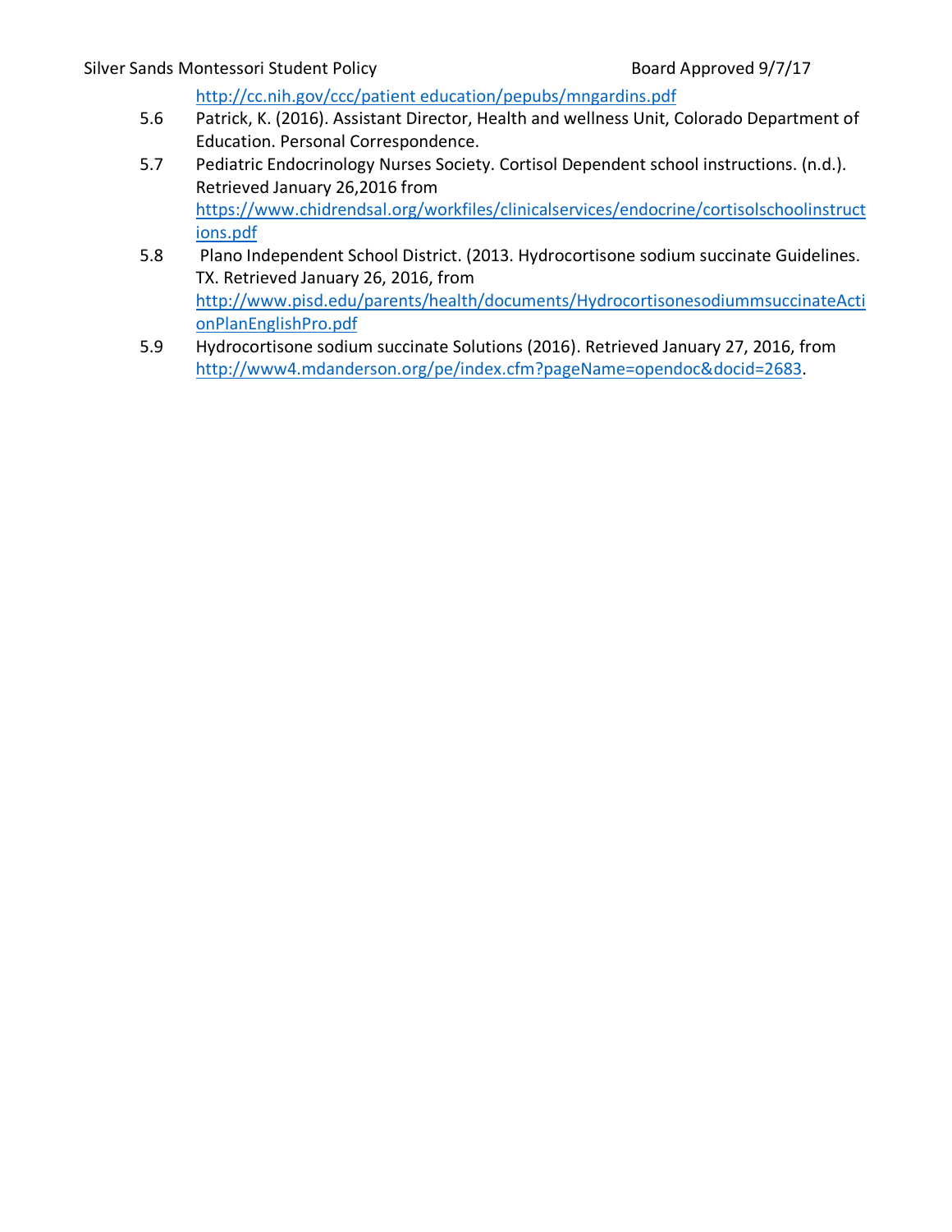http://cc.nih.gov/ccc/patient education/pepubs/mngardins.pdf

5.6 Patrick, K. (2016). Assistant Director, Health and wellness Unit, Colorado Department of Education. Personal Correspondence.

5.7 Pediatric Endocrinology Nurses Society. Cortisol Dependent school instructions. (n.d.). Retrieved January 26,2016 from https://www.chidrendsal.org/workfiles/clinicalservices/endocrine/cortisolschoolinstructions.pdf

5.8 Plano Independent School District. (2013. Hydrocortisone sodium succinate Guidelines. TX. Retrieved January 26, 2016, from http://www.pisd.edu/parents/health/documents/HydrocortisonesodiummsuccinateActionPlanEnglishPro.pdf

5.9 Hydrocortisone sodium succinate Solutions (2016). Retrieved January 27, 2016, from http://www4.mdanderson.org/pe/index.cfm?pageName=opendoc&docid=2683.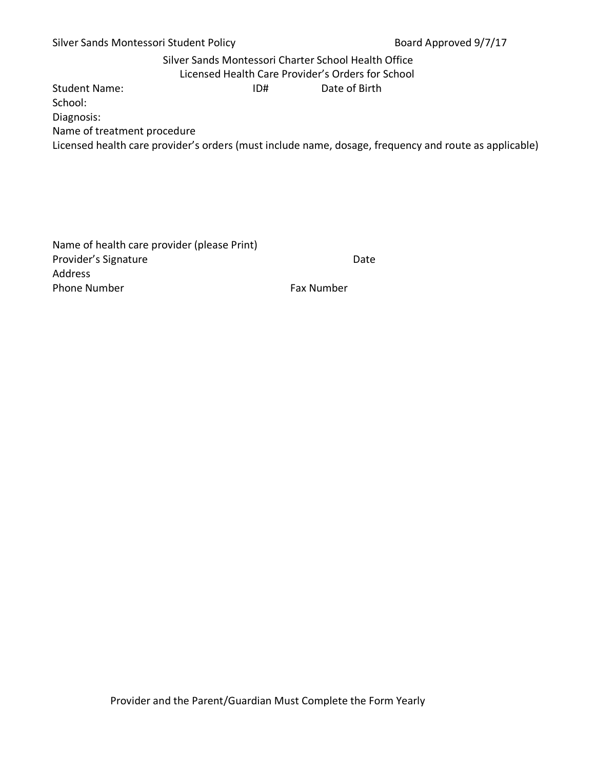Silver Sands Montessori Student Policy Board Approved 9/7/17

## Silver Sands Montessori Charter School Health Office
## Licensed Health Care Provider's Orders for School

Student Name: ID# Date of Birth

School:

Diagnosis:

Name of treatment procedure

Licensed health care provider's orders (must include name, dosage, frequency and route as applicable)

Name of health care provider (please Print)

Provider's Signature Date

Address

Phone Number Fax Number

Provider and the Parent/Guardian Must Complete the Form Yearly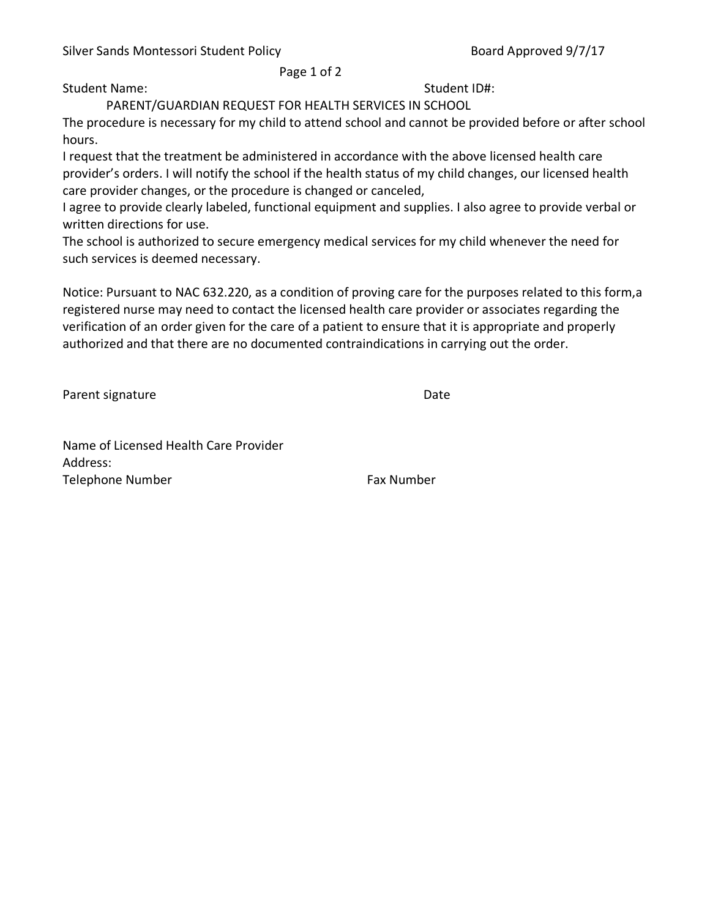Silver Sands Montessori Student Policy Board Approved 9/7/17

Student Name: Student ID#:

## PARENT/GUARDIAN REQUEST FOR HEALTH SERVICES IN SCHOOL

The procedure is necessary for my child to attend school and cannot be provided before or after school hours.

I request that the treatment be administered in accordance with the above licensed health care provider's orders. I will notify the school if the health status of my child changes, our licensed health care provider changes, or the procedure is changed or canceled,

I agree to provide clearly labeled, functional equipment and supplies. I also agree to provide verbal or written directions for use.

The school is authorized to secure emergency medical services for my child whenever the need for such services is deemed necessary.

Notice: Pursuant to NAC 632.220, as a condition of proving care for the purposes related to this form,a registered nurse may need to contact the licensed health care provider or associates regarding the verification of an order given for the care of a patient to ensure that it is appropriate and properly authorized and that there are no documented contraindications in carrying out the order.

Parent signature Date

Name of Licensed Health Care Provider
Address:
Telephone Number Fax Number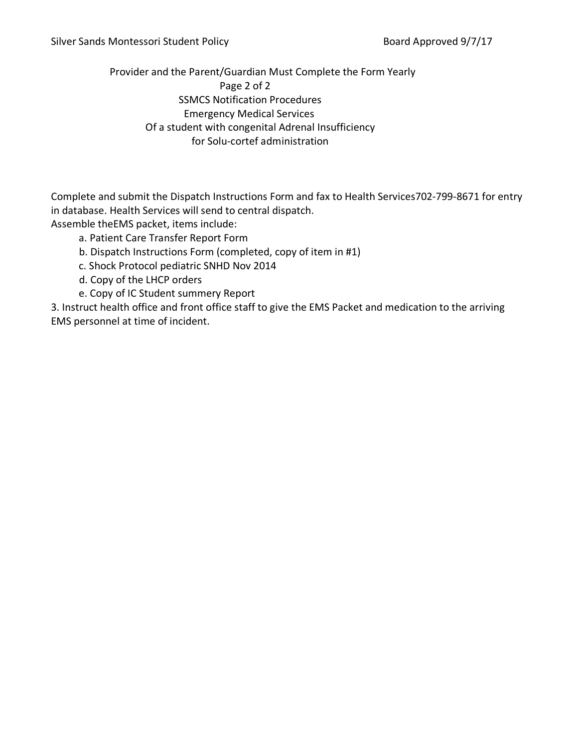Provider and the Parent/Guardian Must Complete the Form Yearly

Page 2 of 2

SSMCS Notification Procedures

Emergency Medical Services

Of a student with congenital Adrenal Insufficiency

for Solu-cortef administration

Complete and submit the Dispatch Instructions Form and fax to Health Services702-799-8671 for entry in database. Health Services will send to central dispatch.

Assemble theEMS packet, items include:

a. Patient Care Transfer Report Form

b. Dispatch Instructions Form (completed, copy of item in #1)

c. Shock Protocol pediatric SNHD Nov 2014

d. Copy of the LHCP orders

e. Copy of IC Student summery Report

3. Instruct health office and front office staff to give the EMS Packet and medication to the arriving EMS personnel at time of incident.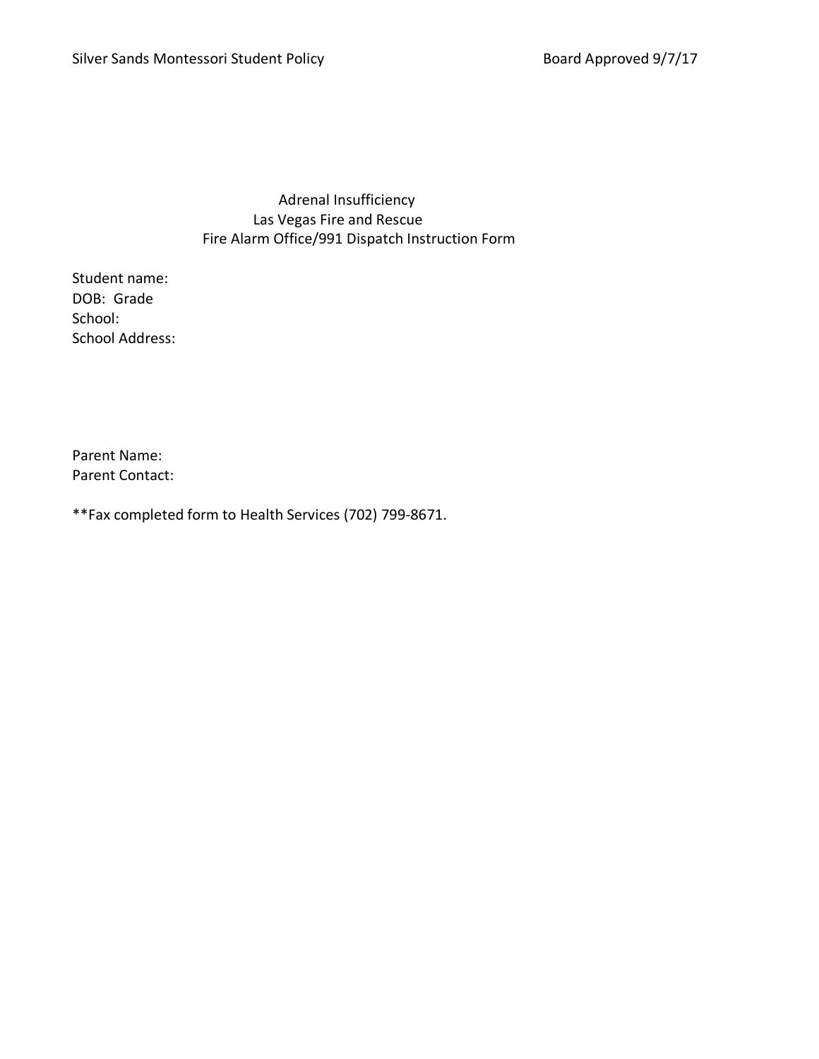# Adrenal Insufficiency
## Las Vegas Fire and Rescue
## Fire Alarm Office/991 Dispatch Instruction Form

Student name:
DOB: Grade
School:
School Address:

Parent Name:
Parent Contact:

**Fax completed form to Health Services (702) 799-8671.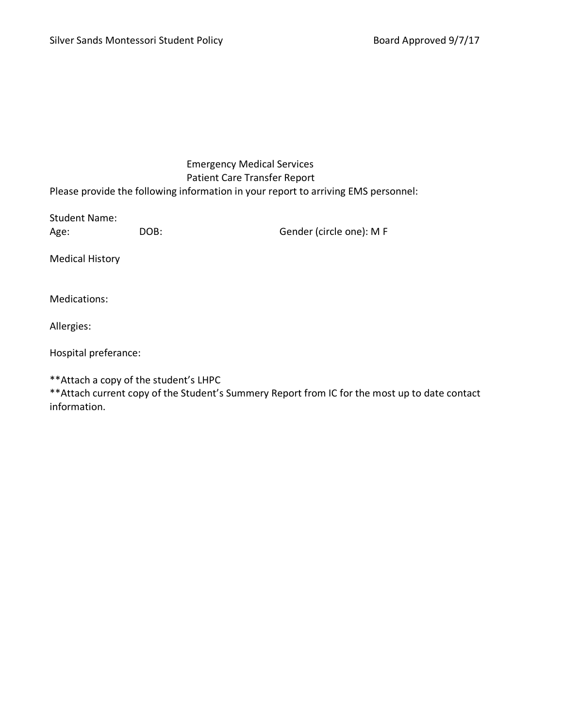## Emergency Medical Services
## Patient Care Transfer Report

Please provide the following information in your report to arriving EMS personnel:

Student Name:

Age: DOB: Gender (circle one): M F

Medical History

Medications:

Allergies:

Hospital preferance:

**Attach a copy of the student's LHPC

**Attach current copy of the Student's Summery Report from IC for the most up to date contact information.